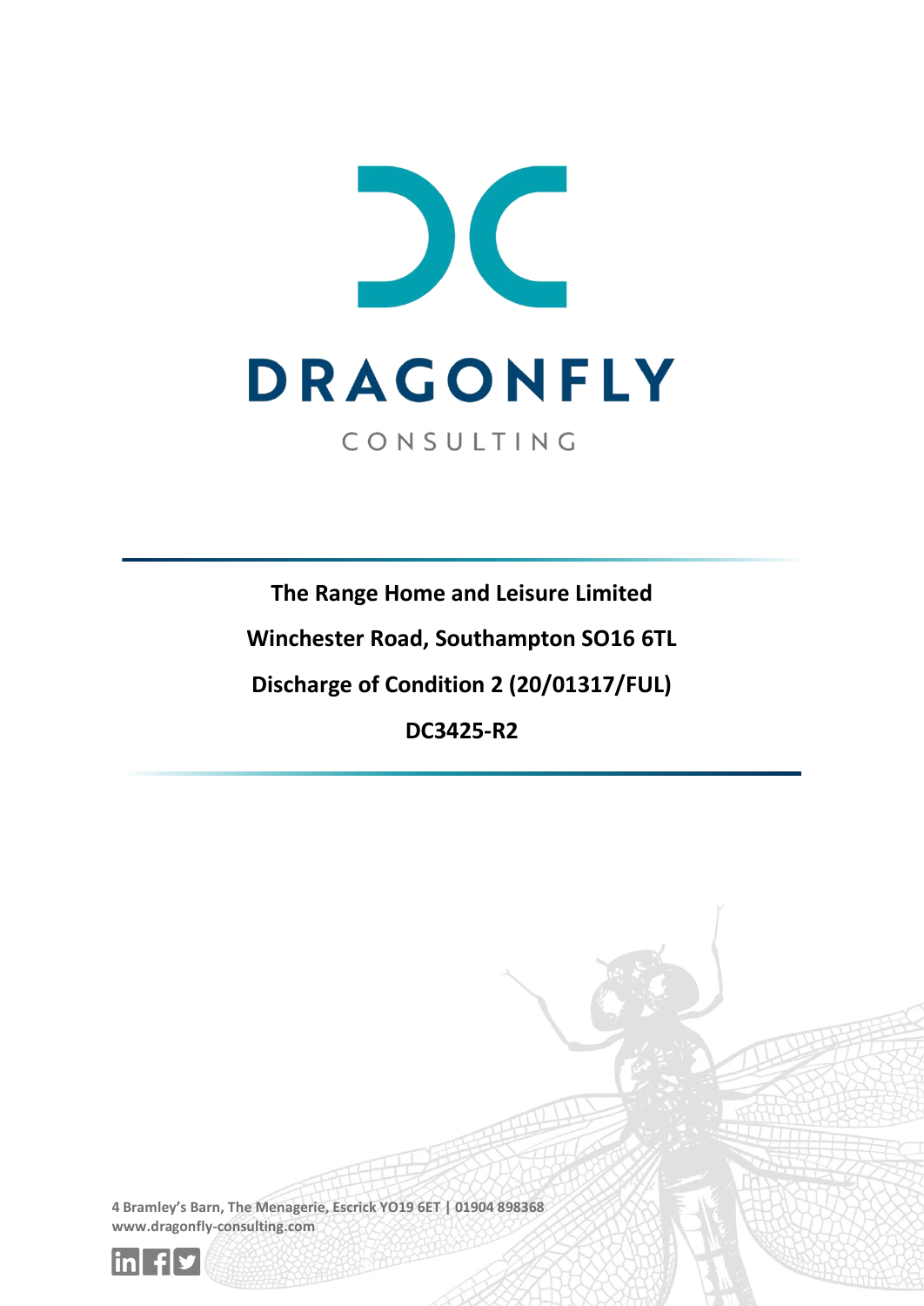DRAGONFLY

CONSULTING

**The Range Home and Leisure Limited**

**Winchester Road, Southampton SO16 6TL**

**Discharge of Condition 2 (20/01317/FUL)**

**DC3425-R2**

4 Bramley's Barn, The Menagerie, Escrick YO19 6ET | 01904 898368
www.dragonfly-consulting.com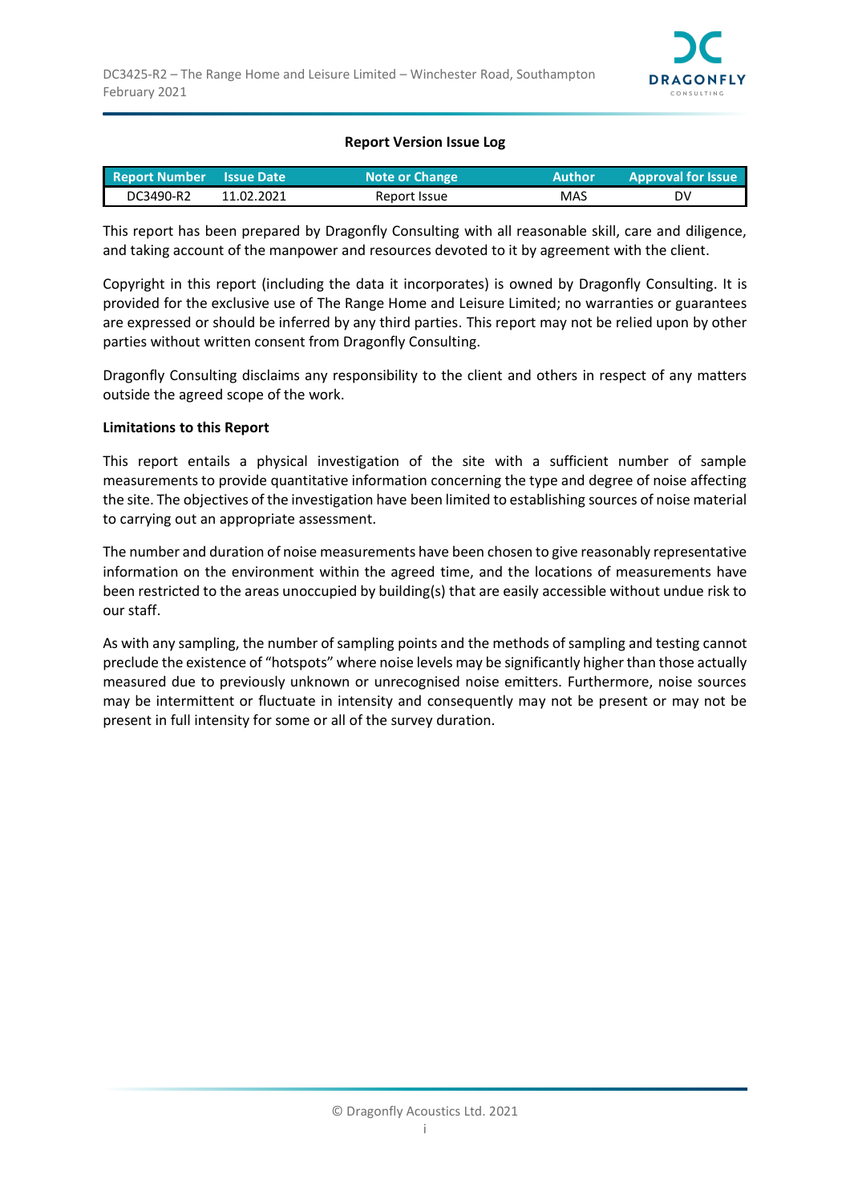**Report Version Issue Log**

| Report Number | Issue Date | Note or Change | Author | Approval for Issue |
|---|---|---|---|---|
| DC3490-R2 | 11.02.2021 | Report Issue | MAS | DV |

This report has been prepared by Dragonfly Consulting with all reasonable skill, care and diligence, and taking account of the manpower and resources devoted to it by agreement with the client.

Copyright in this report (including the data it incorporates) is owned by Dragonfly Consulting. It is provided for the exclusive use of The Range Home and Leisure Limited; no warranties or guarantees are expressed or should be inferred by any third parties. This report may not be relied upon by other parties without written consent from Dragonfly Consulting.

Dragonfly Consulting disclaims any responsibility to the client and others in respect of any matters outside the agreed scope of the work.

**Limitations to this Report**

This report entails a physical investigation of the site with a sufficient number of sample measurements to provide quantitative information concerning the type and degree of noise affecting the site. The objectives of the investigation have been limited to establishing sources of noise material to carrying out an appropriate assessment.

The number and duration of noise measurements have been chosen to give reasonably representative information on the environment within the agreed time, and the locations of measurements have been restricted to the areas unoccupied by building(s) that are easily accessible without undue risk to our staff.

As with any sampling, the number of sampling points and the methods of sampling and testing cannot preclude the existence of "hotspots" where noise levels may be significantly higher than those actually measured due to previously unknown or unrecognised noise emitters. Furthermore, noise sources may be intermittent or fluctuate in intensity and consequently may not be present or may not be present in full intensity for some or all of the survey duration.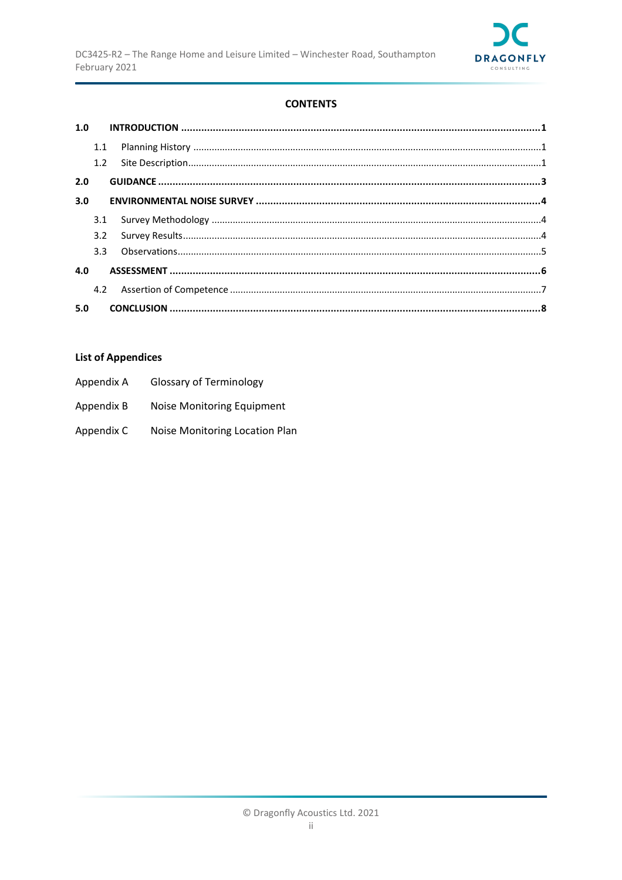**CONTENTS**

| | | |
|---|---|---|
| **1.0** | **INTRODUCTION** | **1** |
| 1.1 | Planning History | 1 |
| 1.2 | Site Description | 1 |
| **2.0** | **GUIDANCE** | **3** |
| **3.0** | **ENVIRONMENTAL NOISE SURVEY** | **4** |
| 3.1 | Survey Methodology | 4 |
| 3.2 | Survey Results | 4 |
| 3.3 | Observations | 5 |
| **4.0** | **ASSESSMENT** | **6** |
| 4.2 | Assertion of Competence | 7 |
| **5.0** | **CONCLUSION** | **8** |

**List of Appendices**

| | |
|---|---|
| Appendix A | Glossary of Terminology |
| Appendix B | Noise Monitoring Equipment |
| Appendix C | Noise Monitoring Location Plan |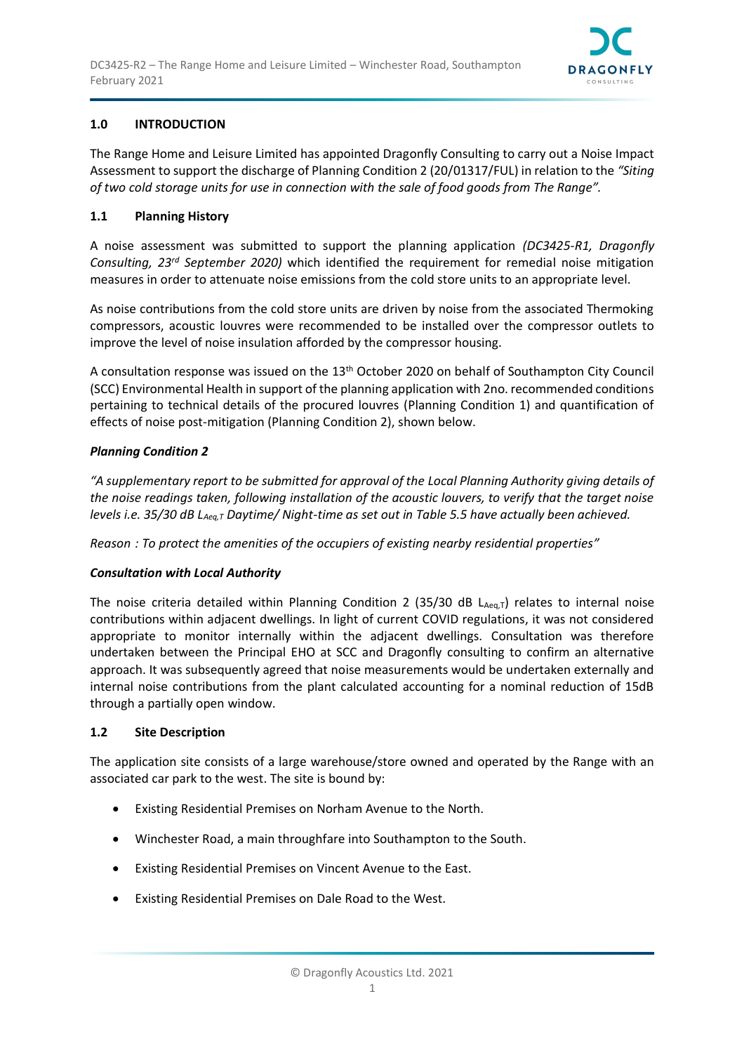## 1.0 INTRODUCTION

The Range Home and Leisure Limited has appointed Dragonfly Consulting to carry out a Noise Impact Assessment to support the discharge of Planning Condition 2 (20/01317/FUL) in relation to the *"Siting of two cold storage units for use in connection with the sale of food goods from The Range".*

### 1.1 Planning History

A noise assessment was submitted to support the planning application *(DC3425-R1, Dragonfly Consulting, 23rd September 2020)* which identified the requirement for remedial noise mitigation measures in order to attenuate noise emissions from the cold store units to an appropriate level.

As noise contributions from the cold store units are driven by noise from the associated Thermoking compressors, acoustic louvres were recommended to be installed over the compressor outlets to improve the level of noise insulation afforded by the compressor housing.

A consultation response was issued on the 13th October 2020 on behalf of Southampton City Council (SCC) Environmental Health in support of the planning application with 2no. recommended conditions pertaining to technical details of the procured louvres (Planning Condition 1) and quantification of effects of noise post-mitigation (Planning Condition 2), shown below.

***Planning Condition 2***

*"A supplementary report to be submitted for approval of the Local Planning Authority giving details of the noise readings taken, following installation of the acoustic louvers, to verify that the target noise levels i.e. 35/30 dB $L_{Aeq,T}$ Daytime/ Night-time as set out in Table 5.5 have actually been achieved.*

*Reason : To protect the amenities of the occupiers of existing nearby residential properties"*

***Consultation with Local Authority***

The noise criteria detailed within Planning Condition 2 (35/30 dB $L_{Aeq,T}$) relates to internal noise contributions within adjacent dwellings. In light of current COVID regulations, it was not considered appropriate to monitor internally within the adjacent dwellings. Consultation was therefore undertaken between the Principal EHO at SCC and Dragonfly consulting to confirm an alternative approach. It was subsequently agreed that noise measurements would be undertaken externally and internal noise contributions from the plant calculated accounting for a nominal reduction of 15dB through a partially open window.

### 1.2 Site Description

The application site consists of a large warehouse/store owned and operated by the Range with an associated car park to the west. The site is bound by:

- Existing Residential Premises on Norham Avenue to the North.
- Winchester Road, a main throughfare into Southampton to the South.
- Existing Residential Premises on Vincent Avenue to the East.
- Existing Residential Premises on Dale Road to the West.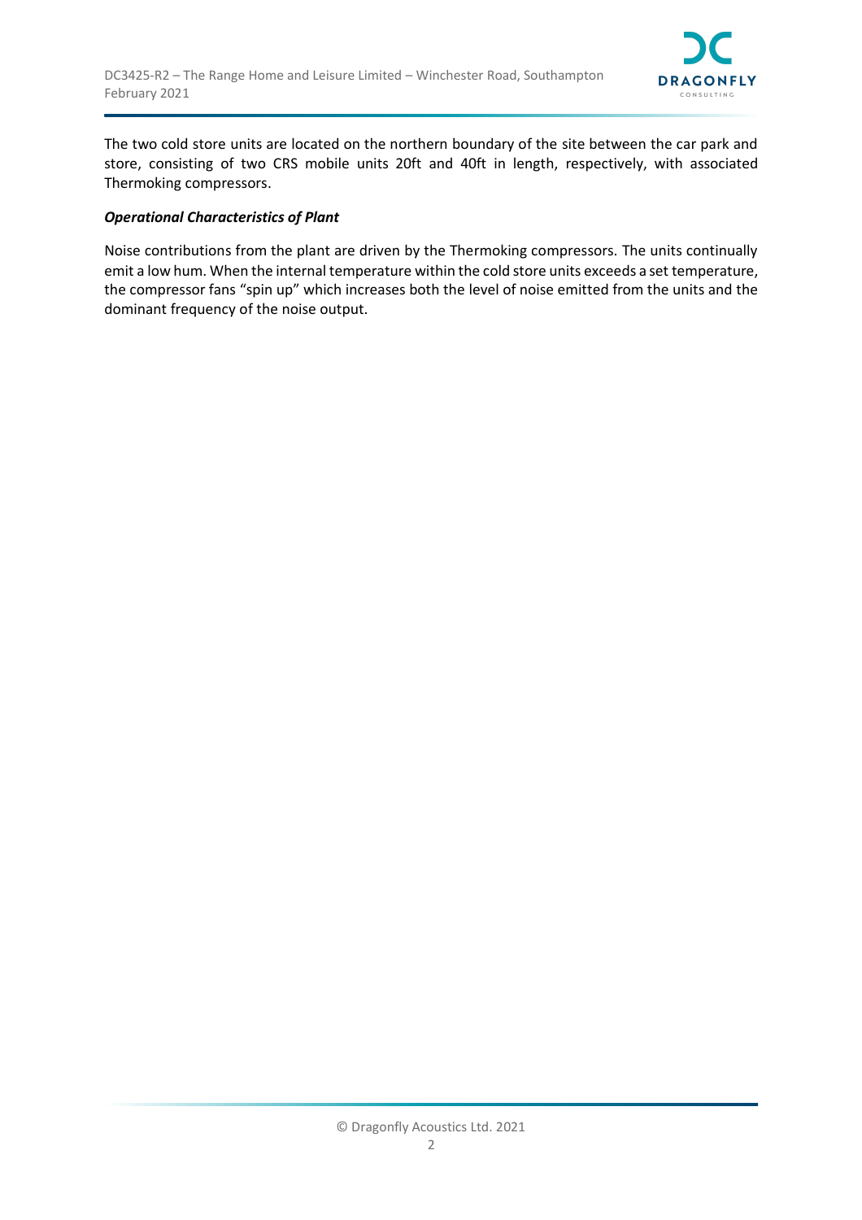The two cold store units are located on the northern boundary of the site between the car park and store, consisting of two CRS mobile units 20ft and 40ft in length, respectively, with associated Thermoking compressors.

***Operational Characteristics of Plant***

Noise contributions from the plant are driven by the Thermoking compressors. The units continually emit a low hum. When the internal temperature within the cold store units exceeds a set temperature, the compressor fans “spin up” which increases both the level of noise emitted from the units and the dominant frequency of the noise output.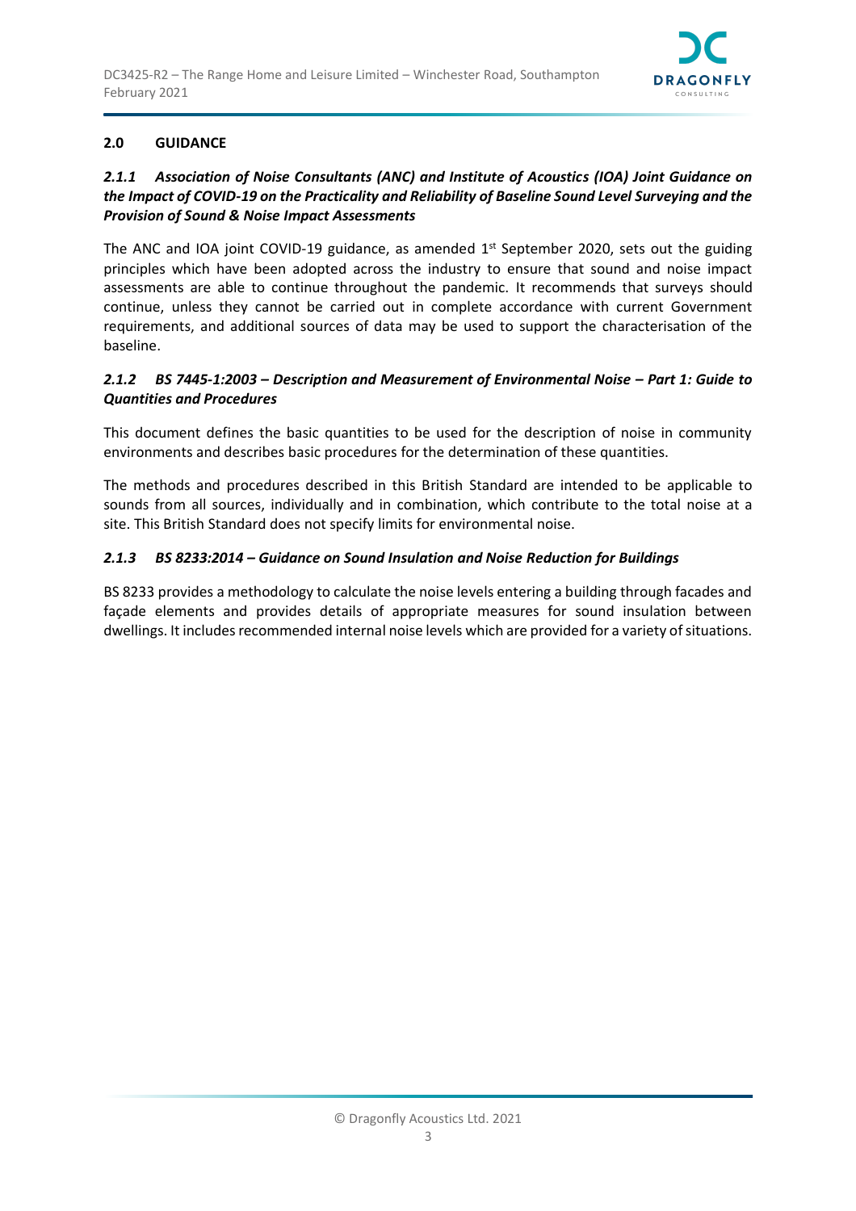## 2.0 GUIDANCE

### *2.1.1 Association of Noise Consultants (ANC) and Institute of Acoustics (IOA) Joint Guidance on the Impact of COVID-19 on the Practicality and Reliability of Baseline Sound Level Surveying and the Provision of Sound & Noise Impact Assessments*

The ANC and IOA joint COVID-19 guidance, as amended 1st September 2020, sets out the guiding principles which have been adopted across the industry to ensure that sound and noise impact assessments are able to continue throughout the pandemic. It recommends that surveys should continue, unless they cannot be carried out in complete accordance with current Government requirements, and additional sources of data may be used to support the characterisation of the baseline.

### *2.1.2 BS 7445-1:2003 – Description and Measurement of Environmental Noise – Part 1: Guide to Quantities and Procedures*

This document defines the basic quantities to be used for the description of noise in community environments and describes basic procedures for the determination of these quantities.

The methods and procedures described in this British Standard are intended to be applicable to sounds from all sources, individually and in combination, which contribute to the total noise at a site. This British Standard does not specify limits for environmental noise.

### *2.1.3 BS 8233:2014 – Guidance on Sound Insulation and Noise Reduction for Buildings*

BS 8233 provides a methodology to calculate the noise levels entering a building through facades and façade elements and provides details of appropriate measures for sound insulation between dwellings. It includes recommended internal noise levels which are provided for a variety of situations.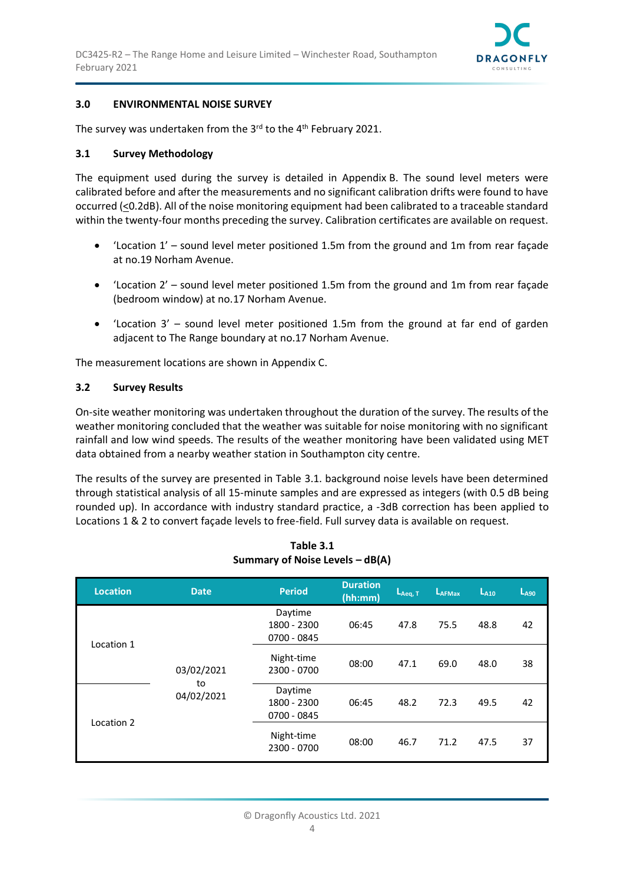## 3.0 ENVIRONMENTAL NOISE SURVEY

The survey was undertaken from the 3rd to the 4th February 2021.

### 3.1 Survey Methodology

The equipment used during the survey is detailed in Appendix B. The sound level meters were calibrated before and after the measurements and no significant calibration drifts were found to have occurred (≤0.2dB). All of the noise monitoring equipment had been calibrated to a traceable standard within the twenty-four months preceding the survey. Calibration certificates are available on request.

- 'Location 1' – sound level meter positioned 1.5m from the ground and 1m from rear façade at no.19 Norham Avenue.
- 'Location 2' – sound level meter positioned 1.5m from the ground and 1m from rear façade (bedroom window) at no.17 Norham Avenue.
- 'Location 3' – sound level meter positioned 1.5m from the ground at far end of garden adjacent to The Range boundary at no.17 Norham Avenue.

The measurement locations are shown in Appendix C.

### 3.2 Survey Results

On-site weather monitoring was undertaken throughout the duration of the survey. The results of the weather monitoring concluded that the weather was suitable for noise monitoring with no significant rainfall and low wind speeds. The results of the weather monitoring have been validated using MET data obtained from a nearby weather station in Southampton city centre.

The results of the survey are presented in Table 3.1. background noise levels have been determined through statistical analysis of all 15-minute samples and are expressed as integers (with 0.5 dB being rounded up). In accordance with industry standard practice, a -3dB correction has been applied to Locations 1 & 2 to convert façade levels to free-field. Full survey data is available on request.

**Table 3.1**
**Summary of Noise Levels – dB(A)**

| Location | Date | Period | Duration (hh:mm) | $L_{Aeq,T}$ | $L_{AFMax}$ | $L_{A10}$ | $L_{A90}$ |
|---|---|---|---|---|---|---|---|
| Location 1 | 03/02/2021 to 04/02/2021 | Daytime 1800 - 2300 0700 - 0845 | 06:45 | 47.8 | 75.5 | 48.8 | 42 |
| | | Night-time 2300 - 0700 | 08:00 | 47.1 | 69.0 | 48.0 | 38 |
| Location 2 | | Daytime 1800 - 2300 0700 - 0845 | 06:45 | 48.2 | 72.3 | 49.5 | 42 |
| | | Night-time 2300 - 0700 | 08:00 | 46.7 | 71.2 | 47.5 | 37 |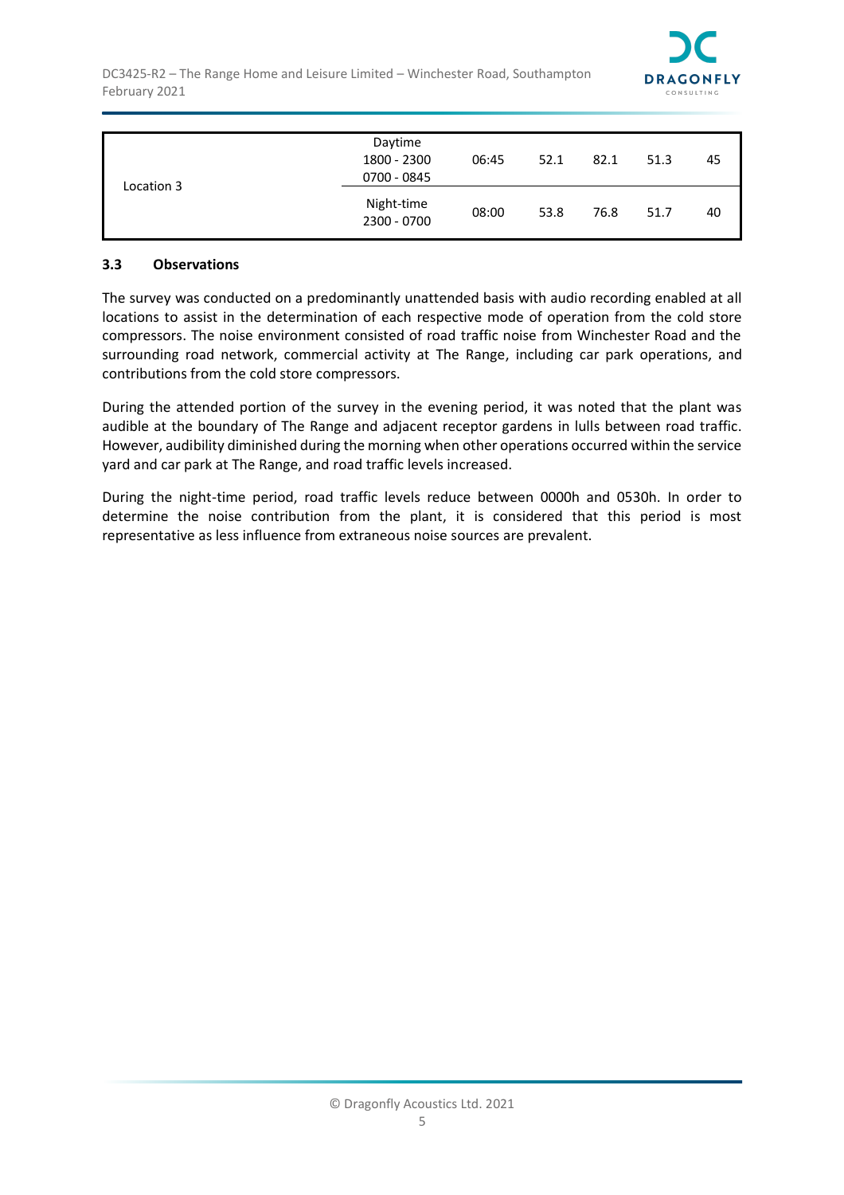| | | | | | | |
|---|---|---|---|---|---|---|
| Location 3 | Daytime 1800 - 2300 0700 - 0845 | 06:45 | 52.1 | 82.1 | 51.3 | 45 |
| | Night-time 2300 - 0700 | 08:00 | 53.8 | 76.8 | 51.7 | 40 |

### 3.3 Observations

The survey was conducted on a predominantly unattended basis with audio recording enabled at all locations to assist in the determination of each respective mode of operation from the cold store compressors. The noise environment consisted of road traffic noise from Winchester Road and the surrounding road network, commercial activity at The Range, including car park operations, and contributions from the cold store compressors.

During the attended portion of the survey in the evening period, it was noted that the plant was audible at the boundary of The Range and adjacent receptor gardens in lulls between road traffic. However, audibility diminished during the morning when other operations occurred within the service yard and car park at The Range, and road traffic levels increased.

During the night-time period, road traffic levels reduce between 0000h and 0530h. In order to determine the noise contribution from the plant, it is considered that this period is most representative as less influence from extraneous noise sources are prevalent.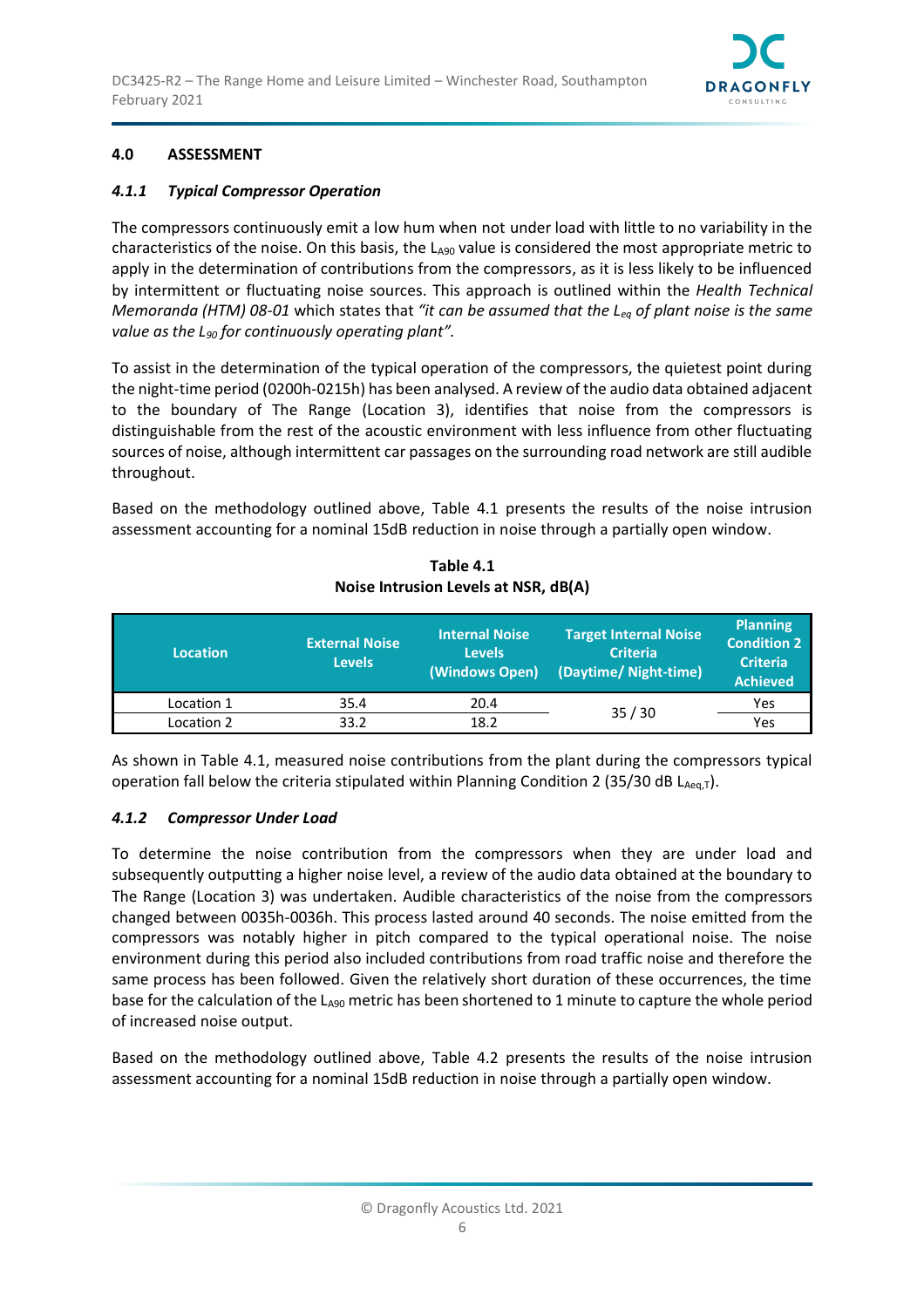## 4.0 ASSESSMENT

### *4.1.1 Typical Compressor Operation*

The compressors continuously emit a low hum when not under load with little to no variability in the characteristics of the noise. On this basis, the $L_{A90}$ value is considered the most appropriate metric to apply in the determination of contributions from the compressors, as it is less likely to be influenced by intermittent or fluctuating noise sources. This approach is outlined within the *Health Technical Memoranda (HTM) 08-01* which states that *"it can be assumed that the $L_{eq}$ of plant noise is the same value as the $L_{90}$ for continuously operating plant".*

To assist in the determination of the typical operation of the compressors, the quietest point during the night-time period (0200h-0215h) has been analysed. A review of the audio data obtained adjacent to the boundary of The Range (Location 3), identifies that noise from the compressors is distinguishable from the rest of the acoustic environment with less influence from other fluctuating sources of noise, although intermittent car passages on the surrounding road network are still audible throughout.

Based on the methodology outlined above, Table 4.1 presents the results of the noise intrusion assessment accounting for a nominal 15dB reduction in noise through a partially open window.

**Table 4.1**
**Noise Intrusion Levels at NSR, dB(A)**

| Location | External Noise Levels | Internal Noise Levels (Windows Open) | Target Internal Noise Criteria (Daytime/ Night-time) | Planning Condition 2 Criteria Achieved |
|---|---|---|---|---|
| Location 1 | 35.4 | 20.4 | 35 / 30 | Yes |
| Location 2 | 33.2 | 18.2 | | Yes |

As shown in Table 4.1, measured noise contributions from the plant during the compressors typical operation fall below the criteria stipulated within Planning Condition 2 (35/30 dB $L_{Aeq,T}$).

### *4.1.2 Compressor Under Load*

To determine the noise contribution from the compressors when they are under load and subsequently outputting a higher noise level, a review of the audio data obtained at the boundary to The Range (Location 3) was undertaken. Audible characteristics of the noise from the compressors changed between 0035h-0036h. This process lasted around 40 seconds. The noise emitted from the compressors was notably higher in pitch compared to the typical operational noise. The noise environment during this period also included contributions from road traffic noise and therefore the same process has been followed. Given the relatively short duration of these occurrences, the time base for the calculation of the $L_{A90}$ metric has been shortened to 1 minute to capture the whole period of increased noise output.

Based on the methodology outlined above, Table 4.2 presents the results of the noise intrusion assessment accounting for a nominal 15dB reduction in noise through a partially open window.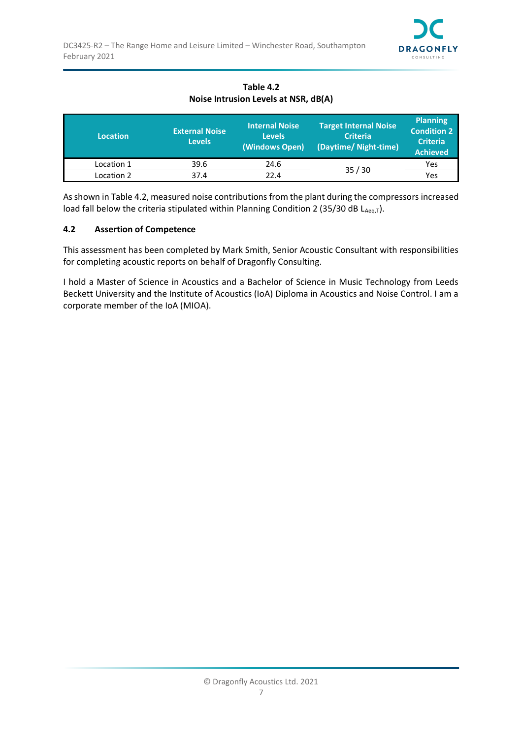**Table 4.2**
**Noise Intrusion Levels at NSR, dB(A)**

| Location | External Noise Levels | Internal Noise Levels (Windows Open) | Target Internal Noise Criteria (Daytime/ Night-time) | Planning Condition 2 Criteria Achieved |
|---|---|---|---|---|
| Location 1 | 39.6 | 24.6 | 35 / 30 | Yes |
| Location 2 | 37.4 | 22.4 | | Yes |

As shown in Table 4.2, measured noise contributions from the plant during the compressors increased load fall below the criteria stipulated within Planning Condition 2 (35/30 dB $L_{Aeq,T}$).

### 4.2 Assertion of Competence

This assessment has been completed by Mark Smith, Senior Acoustic Consultant with responsibilities for completing acoustic reports on behalf of Dragonfly Consulting.

I hold a Master of Science in Acoustics and a Bachelor of Science in Music Technology from Leeds Beckett University and the Institute of Acoustics (IoA) Diploma in Acoustics and Noise Control. I am a corporate member of the IoA (MIOA).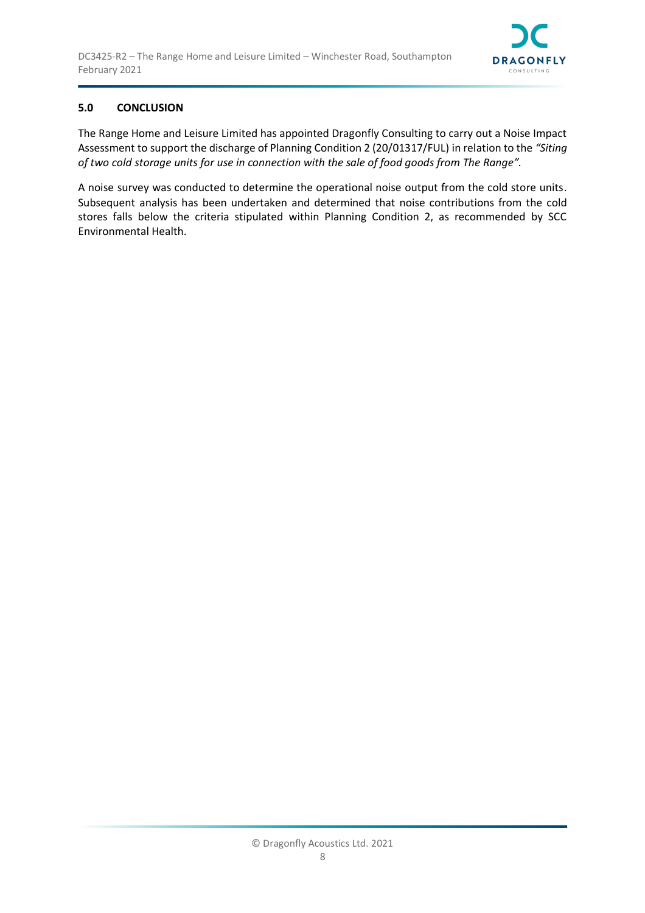## 5.0 CONCLUSION

The Range Home and Leisure Limited has appointed Dragonfly Consulting to carry out a Noise Impact Assessment to support the discharge of Planning Condition 2 (20/01317/FUL) in relation to the *"Siting of two cold storage units for use in connection with the sale of food goods from The Range".*

A noise survey was conducted to determine the operational noise output from the cold store units. Subsequent analysis has been undertaken and determined that noise contributions from the cold stores falls below the criteria stipulated within Planning Condition 2, as recommended by SCC Environmental Health.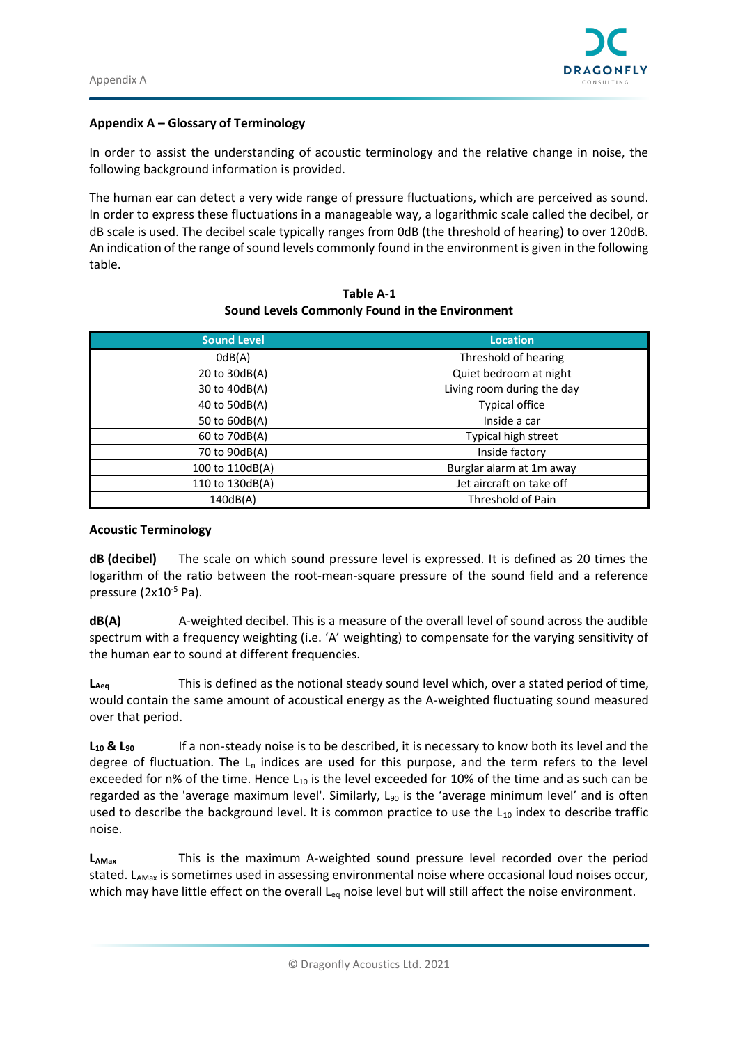## Appendix A – Glossary of Terminology

In order to assist the understanding of acoustic terminology and the relative change in noise, the following background information is provided.

The human ear can detect a very wide range of pressure fluctuations, which are perceived as sound. In order to express these fluctuations in a manageable way, a logarithmic scale called the decibel, or dB scale is used. The decibel scale typically ranges from 0dB (the threshold of hearing) to over 120dB. An indication of the range of sound levels commonly found in the environment is given in the following table.

**Table A-1**
**Sound Levels Commonly Found in the Environment**

| Sound Level | Location |
|---|---|
| 0dB(A) | Threshold of hearing |
| 20 to 30dB(A) | Quiet bedroom at night |
| 30 to 40dB(A) | Living room during the day |
| 40 to 50dB(A) | Typical office |
| 50 to 60dB(A) | Inside a car |
| 60 to 70dB(A) | Typical high street |
| 70 to 90dB(A) | Inside factory |
| 100 to 110dB(A) | Burglar alarm at 1m away |
| 110 to 130dB(A) | Jet aircraft on take off |
| 140dB(A) | Threshold of Pain |

### Acoustic Terminology

**dB (decibel)** The scale on which sound pressure level is expressed. It is defined as 20 times the logarithm of the ratio between the root-mean-square pressure of the sound field and a reference pressure ($2x10^{-5}$ Pa).

**dB(A)** A-weighted decibel. This is a measure of the overall level of sound across the audible spectrum with a frequency weighting (i.e. 'A' weighting) to compensate for the varying sensitivity of the human ear to sound at different frequencies.

**$L_{Aeq}$** This is defined as the notional steady sound level which, over a stated period of time, would contain the same amount of acoustical energy as the A-weighted fluctuating sound measured over that period.

**$L_{10}$ & $L_{90}$** If a non-steady noise is to be described, it is necessary to know both its level and the degree of fluctuation. The $L_n$ indices are used for this purpose, and the term refers to the level exceeded for n% of the time. Hence $L_{10}$ is the level exceeded for 10% of the time and as such can be regarded as the 'average maximum level'. Similarly, $L_{90}$ is the 'average minimum level' and is often used to describe the background level. It is common practice to use the $L_{10}$ index to describe traffic noise.

**$L_{AMax}$** This is the maximum A-weighted sound pressure level recorded over the period stated. $L_{AMax}$ is sometimes used in assessing environmental noise where occasional loud noises occur, which may have little effect on the overall $L_{eq}$ noise level but will still affect the noise environment.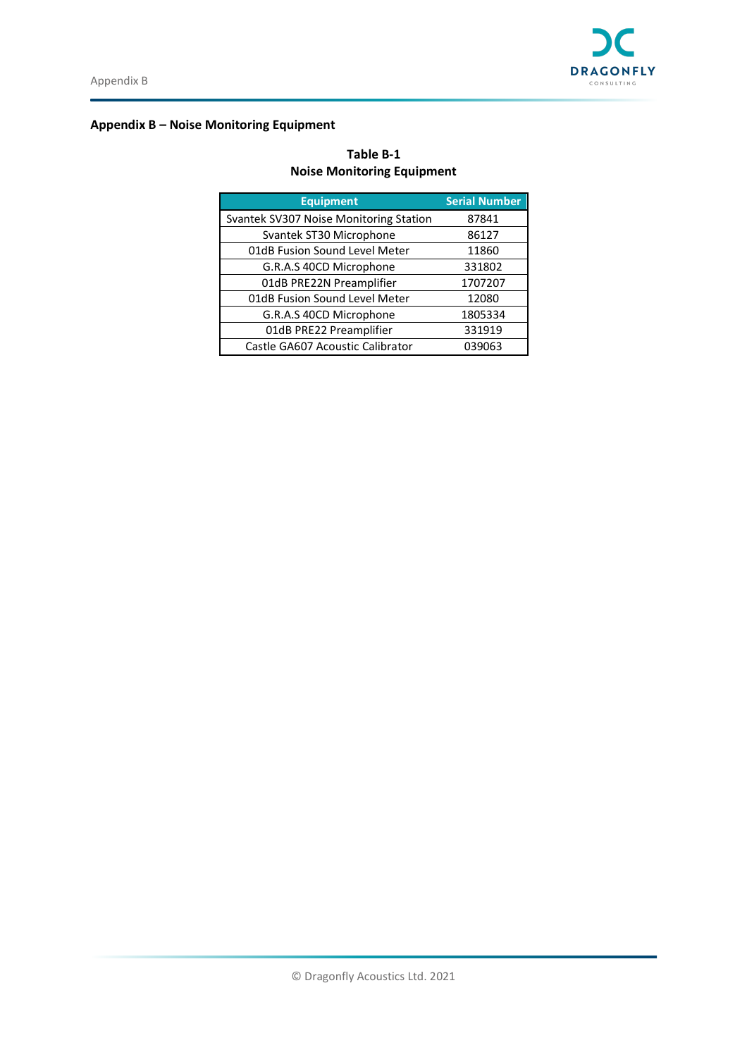## Appendix B – Noise Monitoring Equipment

**Table B-1**
**Noise Monitoring Equipment**

| Equipment | Serial Number |
|---|---|
| Svantek SV307 Noise Monitoring Station | 87841 |
| Svantek ST30 Microphone | 86127 |
| 01dB Fusion Sound Level Meter | 11860 |
| G.R.A.S 40CD Microphone | 331802 |
| 01dB PRE22N Preamplifier | 1707207 |
| 01dB Fusion Sound Level Meter | 12080 |
| G.R.A.S 40CD Microphone | 1805334 |
| 01dB PRE22 Preamplifier | 331919 |
| Castle GA607 Acoustic Calibrator | 039063 |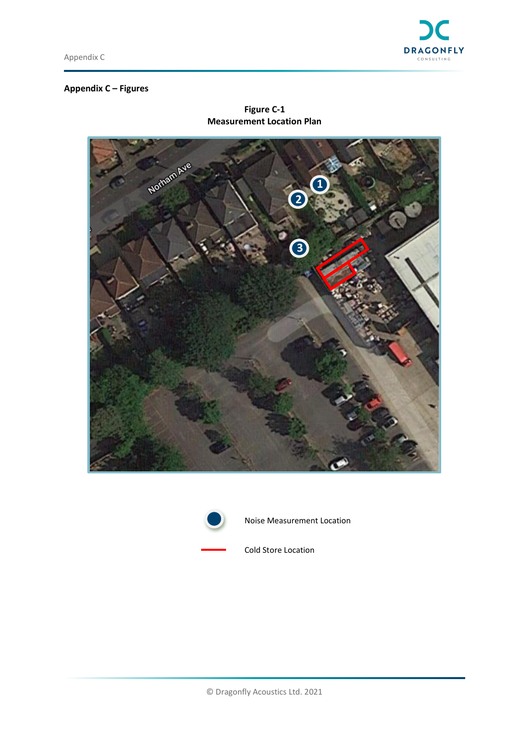## Appendix C – Figures

**Figure C-1**
**Measurement Location Plan**

Norham Ave

1

2

3

Noise Measurement Location

Cold Store Location